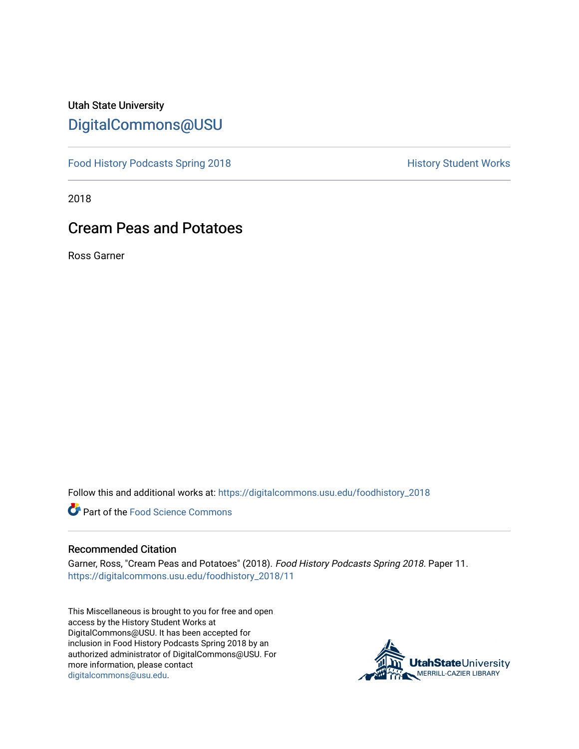Utah State University

# DigitalCommons@USU

Food History Podcasts Spring 2018

History Student Works

2018

## Cream Peas and Potatoes

Ross Garner

Follow this and additional works at: https://digitalcommons.usu.edu/foodhistory_2018

Part of the Food Science Commons

### Recommended Citation

Garner, Ross, "Cream Peas and Potatoes" (2018). *Food History Podcasts Spring 2018*. Paper 11.
https://digitalcommons.usu.edu/foodhistory_2018/11

This Miscellaneous is brought to you for free and open access by the History Student Works at DigitalCommons@USU. It has been accepted for inclusion in Food History Podcasts Spring 2018 by an authorized administrator of DigitalCommons@USU. For more information, please contact digitalcommons@usu.edu.

UtahStateUniversity
MERRILL-CAZIER LIBRARY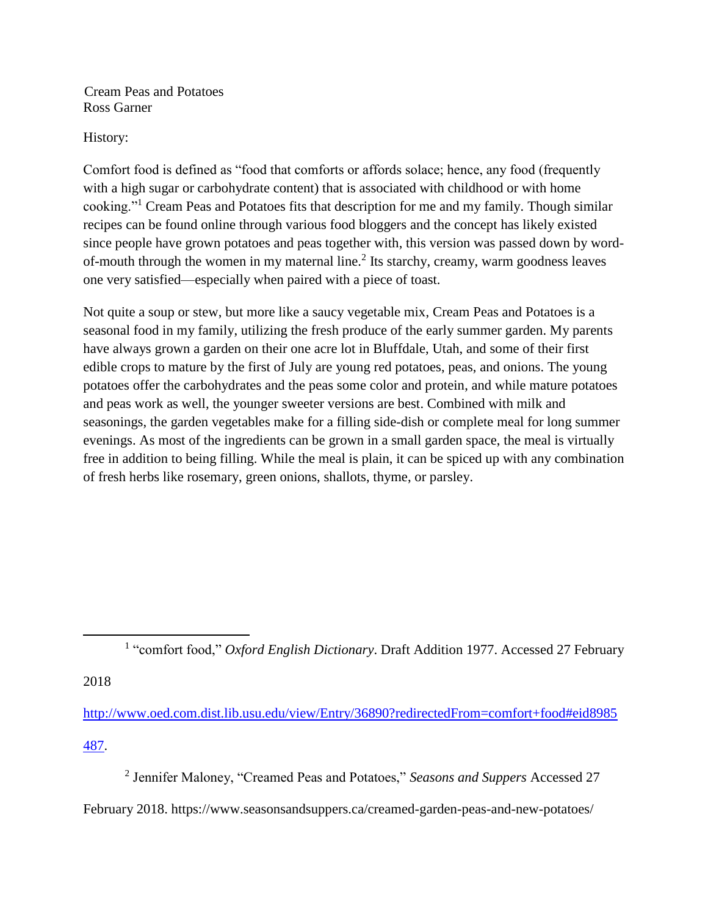Cream Peas and Potatoes
Ross Garner

History:

Comfort food is defined as "food that comforts or affords solace; hence, any food (frequently with a high sugar or carbohydrate content) that is associated with childhood or with home cooking."[1] Cream Peas and Potatoes fits that description for me and my family. Though similar recipes can be found online through various food bloggers and the concept has likely existed since people have grown potatoes and peas together with, this version was passed down by word-of-mouth through the women in my maternal line.[2] Its starchy, creamy, warm goodness leaves one very satisfied—especially when paired with a piece of toast.

Not quite a soup or stew, but more like a saucy vegetable mix, Cream Peas and Potatoes is a seasonal food in my family, utilizing the fresh produce of the early summer garden. My parents have always grown a garden on their one acre lot in Bluffdale, Utah, and some of their first edible crops to mature by the first of July are young red potatoes, peas, and onions. The young potatoes offer the carbohydrates and the peas some color and protein, and while mature potatoes and peas work as well, the younger sweeter versions are best. Combined with milk and seasonings, the garden vegetables make for a filling side-dish or complete meal for long summer evenings. As most of the ingredients can be grown in a small garden space, the meal is virtually free in addition to being filling. While the meal is plain, it can be spiced up with any combination of fresh herbs like rosemary, green onions, shallots, thyme, or parsley.

---

[1] "comfort food," *Oxford English Dictionary*. Draft Addition 1977. Accessed 27 February 2018 http://www.oed.com.dist.lib.usu.edu/view/Entry/36890?redirectedFrom=comfort+food#eid8985487.

[2] Jennifer Maloney, "Creamed Peas and Potatoes," *Seasons and Suppers* Accessed 27 February 2018. https://www.seasonsandsuppers.ca/creamed-garden-peas-and-new-potatoes/